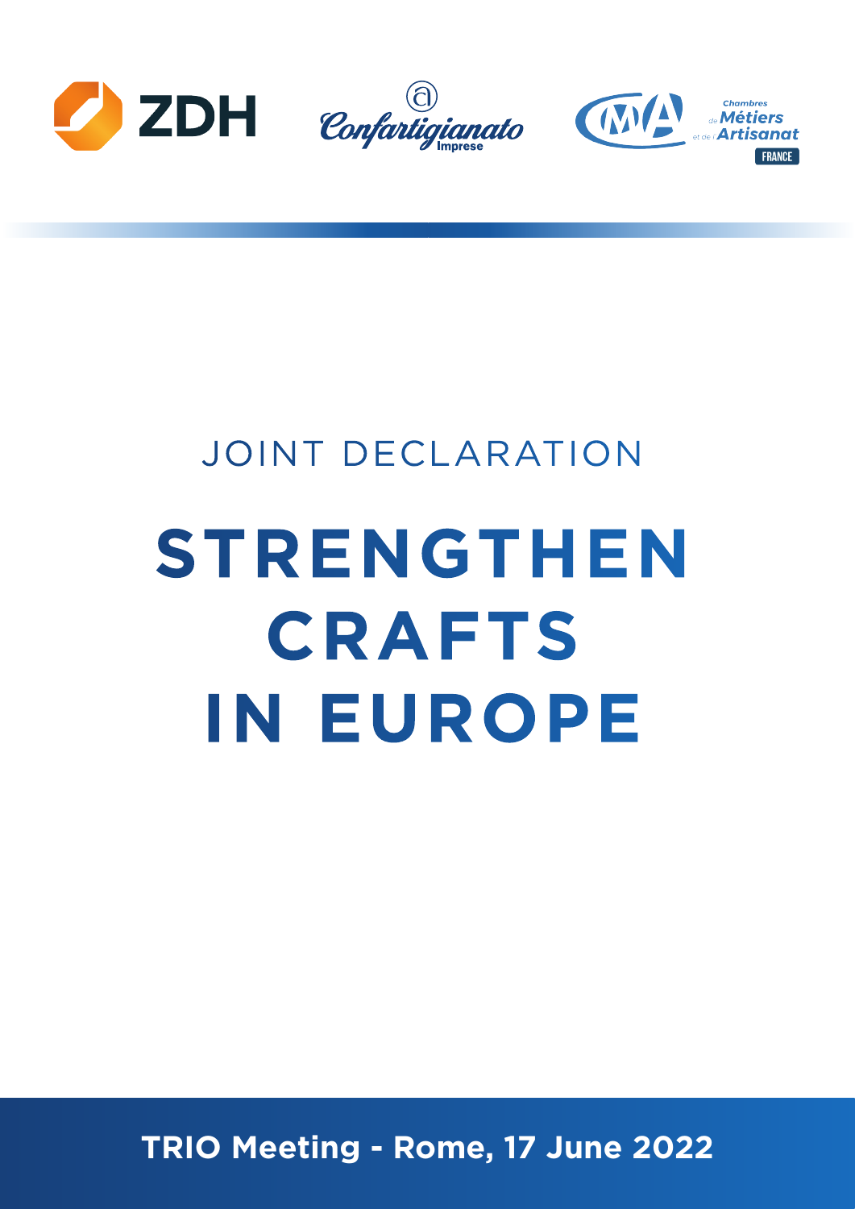JOINT DECLARATION

# STRENGTHEN CRAFTS IN EUROPE

**TRIO Meeting - Rome, 17 June 2022**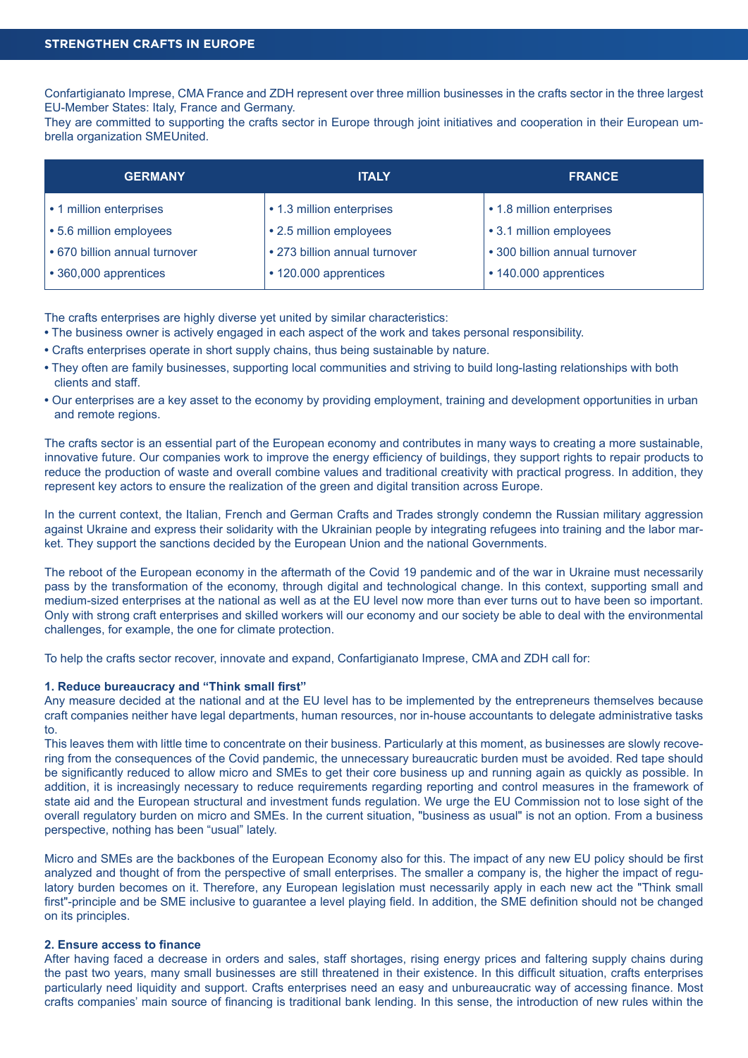## STRENGTHEN CRAFTS IN EUROPE

Confartigianato Imprese, CMA France and ZDH represent over three million businesses in the crafts sector in the three largest EU-Member States: Italy, France and Germany.
They are committed to supporting the crafts sector in Europe through joint initiatives and cooperation in their European umbrella organization SMEUnited.

| GERMANY | ITALY | FRANCE |
| --- | --- | --- |
| • 1 million enterprises | • 1.3 million enterprises | • 1.8 million enterprises |
| • 5.6 million employees | • 2.5 million employees | • 3.1 million employees |
| • 670 billion annual turnover | • 273 billion annual turnover | • 300 billion annual turnover |
| • 360,000 apprentices | • 120.000 apprentices | • 140.000 apprentices |

The crafts enterprises are highly diverse yet united by similar characteristics:

- The business owner is actively engaged in each aspect of the work and takes personal responsibility.
- Crafts enterprises operate in short supply chains, thus being sustainable by nature.
- They often are family businesses, supporting local communities and striving to build long-lasting relationships with both clients and staff.
- Our enterprises are a key asset to the economy by providing employment, training and development opportunities in urban and remote regions.

The crafts sector is an essential part of the European economy and contributes in many ways to creating a more sustainable, innovative future. Our companies work to improve the energy efficiency of buildings, they support rights to repair products to reduce the production of waste and overall combine values and traditional creativity with practical progress. In addition, they represent key actors to ensure the realization of the green and digital transition across Europe.

In the current context, the Italian, French and German Crafts and Trades strongly condemn the Russian military aggression against Ukraine and express their solidarity with the Ukrainian people by integrating refugees into training and the labor market. They support the sanctions decided by the European Union and the national Governments.

The reboot of the European economy in the aftermath of the Covid 19 pandemic and of the war in Ukraine must necessarily pass by the transformation of the economy, through digital and technological change. In this context, supporting small and medium-sized enterprises at the national as well as at the EU level now more than ever turns out to have been so important. Only with strong craft enterprises and skilled workers will our economy and our society be able to deal with the environmental challenges, for example, the one for climate protection.

To help the crafts sector recover, innovate and expand, Confartigianato Imprese, CMA and ZDH call for:

**1. Reduce bureaucracy and "Think small first"**

Any measure decided at the national and at the EU level has to be implemented by the entrepreneurs themselves because craft companies neither have legal departments, human resources, nor in-house accountants to delegate administrative tasks to.
This leaves them with little time to concentrate on their business. Particularly at this moment, as businesses are slowly recovering from the consequences of the Covid pandemic, the unnecessary bureaucratic burden must be avoided. Red tape should be significantly reduced to allow micro and SMEs to get their core business up and running again as quickly as possible. In addition, it is increasingly necessary to reduce requirements regarding reporting and control measures in the framework of state aid and the European structural and investment funds regulation. We urge the EU Commission not to lose sight of the overall regulatory burden on micro and SMEs. In the current situation, "business as usual" is not an option. From a business perspective, nothing has been "usual" lately.

Micro and SMEs are the backbones of the European Economy also for this. The impact of any new EU policy should be first analyzed and thought of from the perspective of small enterprises. The smaller a company is, the higher the impact of regulatory burden becomes on it. Therefore, any European legislation must necessarily apply in each new act the "Think small first"-principle and be SME inclusive to guarantee a level playing field. In addition, the SME definition should not be changed on its principles.

**2. Ensure access to finance**

After having faced a decrease in orders and sales, staff shortages, rising energy prices and faltering supply chains during the past two years, many small businesses are still threatened in their existence. In this difficult situation, crafts enterprises particularly need liquidity and support. Crafts enterprises need an easy and unbureaucratic way of accessing finance. Most crafts companies' main source of financing is traditional bank lending. In this sense, the introduction of new rules within the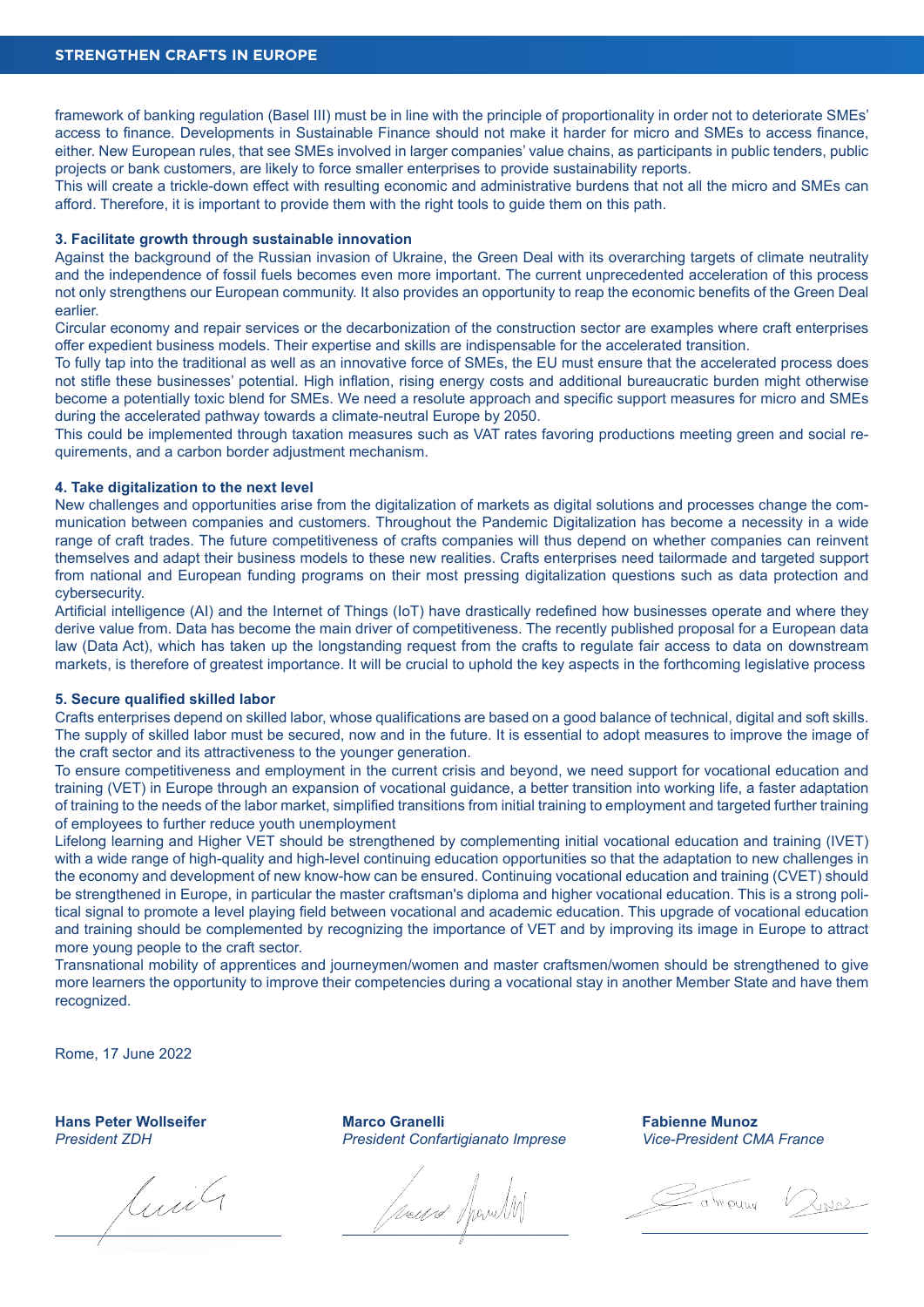framework of banking regulation (Basel III) must be in line with the principle of proportionality in order not to deteriorate SMEs' access to finance. Developments in Sustainable Finance should not make it harder for micro and SMEs to access finance, either. New European rules, that see SMEs involved in larger companies' value chains, as participants in public tenders, public projects or bank customers, are likely to force smaller enterprises to provide sustainability reports.
This will create a trickle-down effect with resulting economic and administrative burdens that not all the micro and SMEs can afford. Therefore, it is important to provide them with the right tools to guide them on this path.

### 3. Facilitate growth through sustainable innovation

Against the background of the Russian invasion of Ukraine, the Green Deal with its overarching targets of climate neutrality and the independence of fossil fuels becomes even more important. The current unprecedented acceleration of this process not only strengthens our European community. It also provides an opportunity to reap the economic benefits of the Green Deal earlier.
Circular economy and repair services or the decarbonization of the construction sector are examples where craft enterprises offer expedient business models. Their expertise and skills are indispensable for the accelerated transition.
To fully tap into the traditional as well as an innovative force of SMEs, the EU must ensure that the accelerated process does not stifle these businesses' potential. High inflation, rising energy costs and additional bureaucratic burden might otherwise become a potentially toxic blend for SMEs. We need a resolute approach and specific support measures for micro and SMEs during the accelerated pathway towards a climate-neutral Europe by 2050.
This could be implemented through taxation measures such as VAT rates favoring productions meeting green and social requirements, and a carbon border adjustment mechanism.

### 4. Take digitalization to the next level

New challenges and opportunities arise from the digitalization of markets as digital solutions and processes change the communication between companies and customers. Throughout the Pandemic Digitalization has become a necessity in a wide range of craft trades. The future competitiveness of crafts companies will thus depend on whether companies can reinvent themselves and adapt their business models to these new realities. Crafts enterprises need tailormade and targeted support from national and European funding programs on their most pressing digitalization questions such as data protection and cybersecurity.
Artificial intelligence (AI) and the Internet of Things (IoT) have drastically redefined how businesses operate and where they derive value from. Data has become the main driver of competitiveness. The recently published proposal for a European data law (Data Act), which has taken up the longstanding request from the crafts to regulate fair access to data on downstream markets, is therefore of greatest importance. It will be crucial to uphold the key aspects in the forthcoming legislative process

### 5. Secure qualified skilled labor

Crafts enterprises depend on skilled labor, whose qualifications are based on a good balance of technical, digital and soft skills. The supply of skilled labor must be secured, now and in the future. It is essential to adopt measures to improve the image of the craft sector and its attractiveness to the younger generation.
To ensure competitiveness and employment in the current crisis and beyond, we need support for vocational education and training (VET) in Europe through an expansion of vocational guidance, a better transition into working life, a faster adaptation of training to the needs of the labor market, simplified transitions from initial training to employment and targeted further training of employees to further reduce youth unemployment
Lifelong learning and Higher VET should be strengthened by complementing initial vocational education and training (IVET) with a wide range of high-quality and high-level continuing education opportunities so that the adaptation to new challenges in the economy and development of new know-how can be ensured. Continuing vocational education and training (CVET) should be strengthened in Europe, in particular the master craftsman's diploma and higher vocational education. This is a strong political signal to promote a level playing field between vocational and academic education. This upgrade of vocational education and training should be complemented by recognizing the importance of VET and by improving its image in Europe to attract more young people to the craft sector.
Transnational mobility of apprentices and journeymen/women and master craftsmen/women should be strengthened to give more learners the opportunity to improve their competencies during a vocational stay in another Member State and have them recognized.

Rome, 17 June 2022

**Hans Peter Wollseifer**
*President ZDH*

**Marco Granelli**
*President Confartigianato Imprese*

**Fabienne Munoz**
*Vice-President CMA France*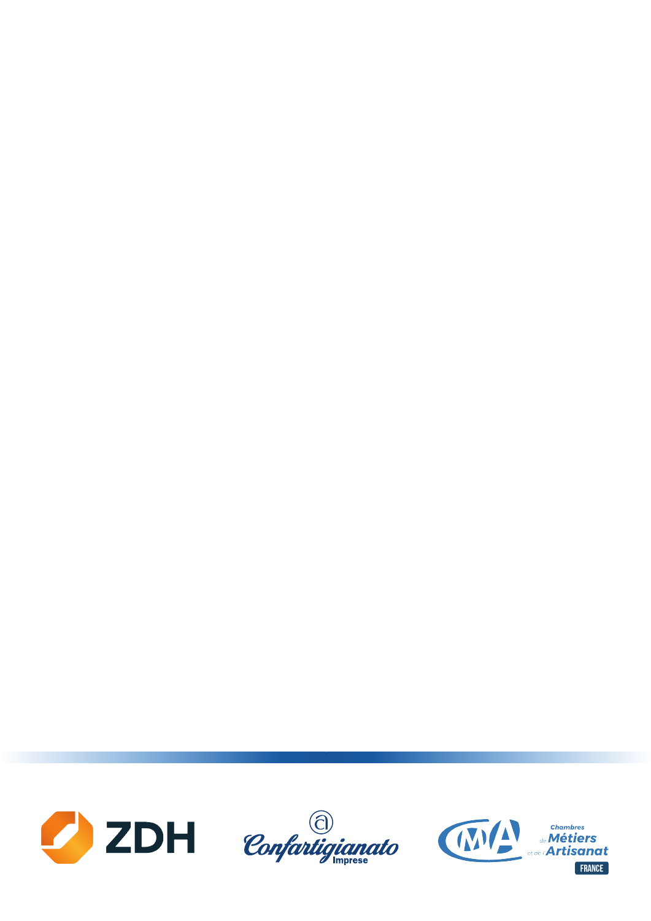ZDH

Confartigianato Imprese

Chambres de Métiers et de l'Artisanat

FRANCE